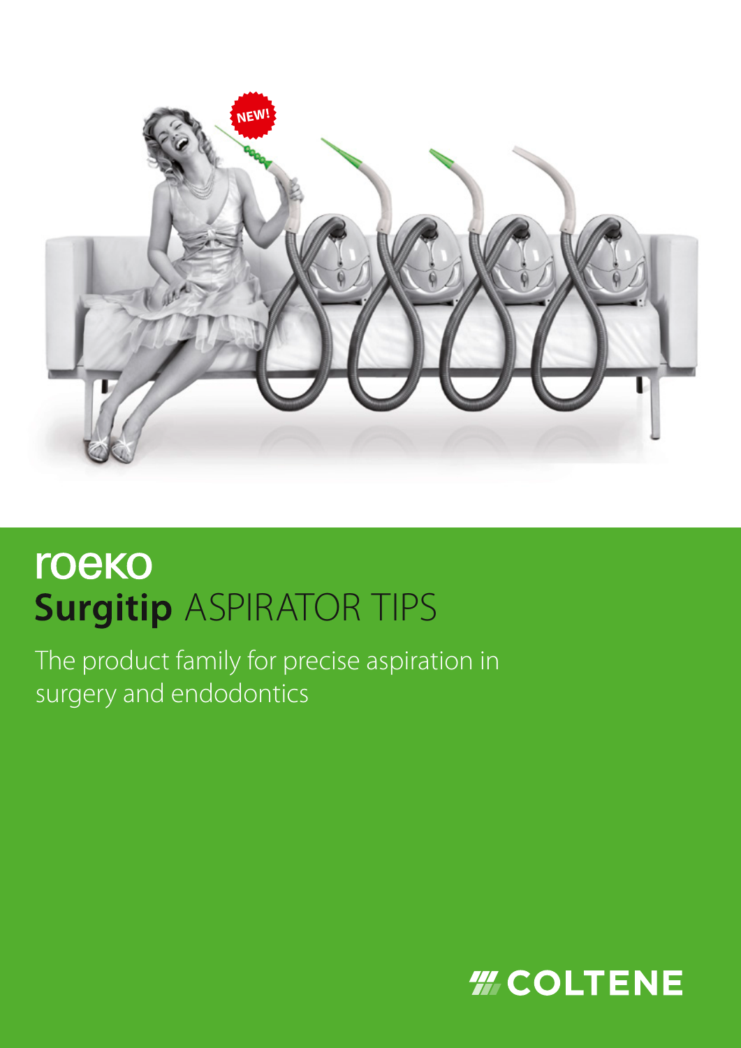roeko

# **Surgitip** ASPIRATOR TIPS

The product family for precise aspiration in surgery and endodontics

COLTENE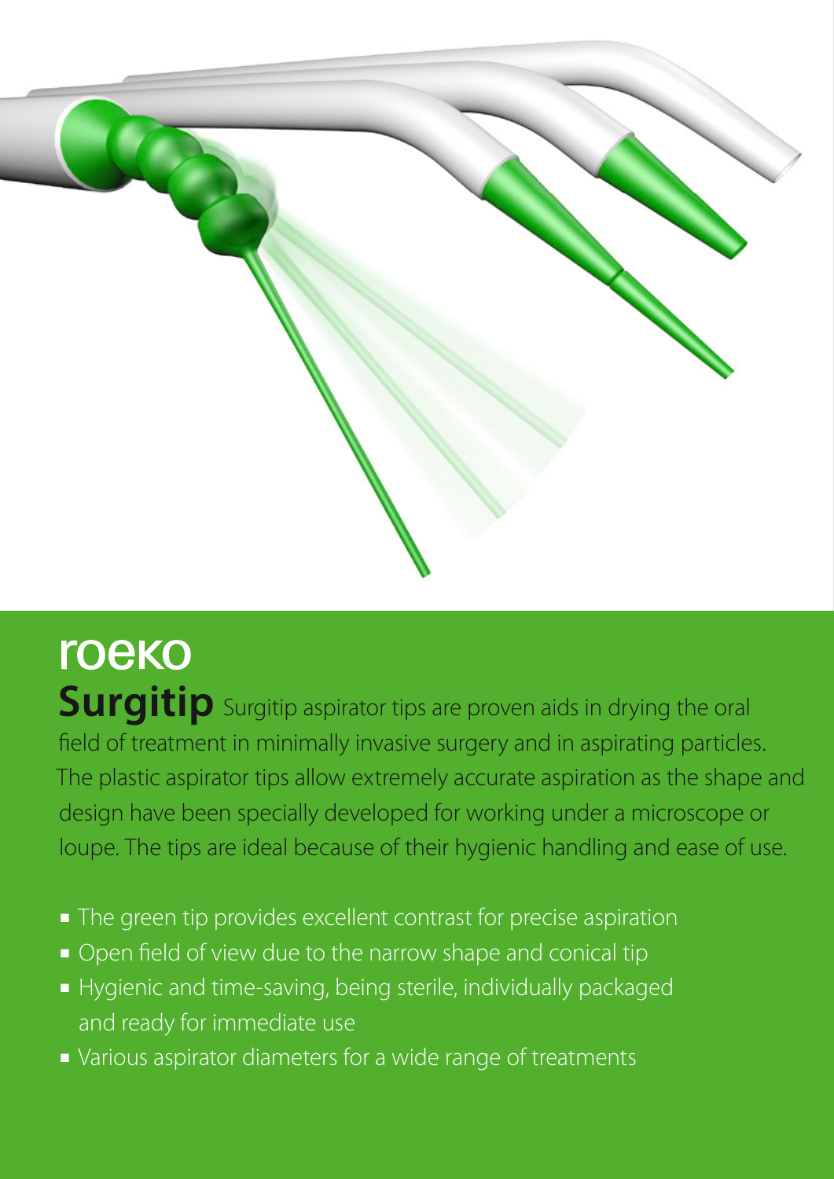roeko

# Surgitip

**Surgitip** Surgitip aspirator tips are proven aids in drying the oral field of treatment in minimally invasive surgery and in aspirating particles. The plastic aspirator tips allow extremely accurate aspiration as the shape and design have been specially developed for working under a microscope or loupe. The tips are ideal because of their hygienic handling and ease of use.

- The green tip provides excellent contrast for precise aspiration
- Open field of view due to the narrow shape and conical tip
- Hygienic and time-saving, being sterile, individually packaged and ready for immediate use
- Various aspirator diameters for a wide range of treatments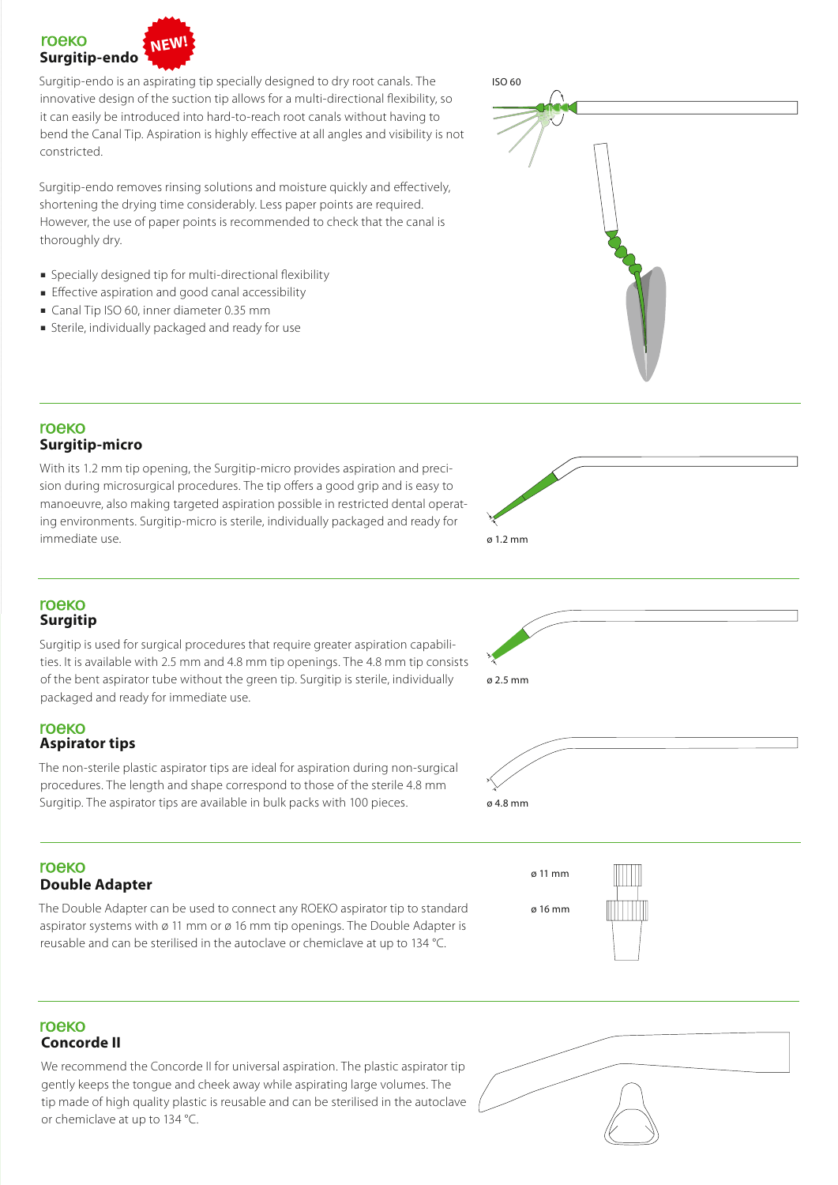roeko

## Surgitip-endo

NEW!

Surgitip-endo is an aspirating tip specially designed to dry root canals. The innovative design of the suction tip allows for a multi-directional flexibility, so it can easily be introduced into hard-to-reach root canals without having to bend the Canal Tip. Aspiration is highly effective at all angles and visibility is not constricted.

Surgitip-endo removes rinsing solutions and moisture quickly and effectively, shortening the drying time considerably. Less paper points are required. However, the use of paper points is recommended to check that the canal is thoroughly dry.

- Specially designed tip for multi-directional flexibility
- Effective aspiration and good canal accessibility
- Canal Tip ISO 60, inner diameter 0.35 mm
- Sterile, individually packaged and ready for use

ISO 60

roeko

## Surgitip-micro

With its 1.2 mm tip opening, the Surgitip-micro provides aspiration and precision during microsurgical procedures. The tip offers a good grip and is easy to manoeuvre, also making targeted aspiration possible in restricted dental operating environments. Surgitip-micro is sterile, individually packaged and ready for immediate use.

ø 1.2 mm

roeko

## Surgitip

Surgitip is used for surgical procedures that require greater aspiration capabilities. It is available with 2.5 mm and 4.8 mm tip openings. The 4.8 mm tip consists of the bent aspirator tube without the green tip. Surgitip is sterile, individually packaged and ready for immediate use.

ø 2.5 mm

roeko

## Aspirator tips

The non-sterile plastic aspirator tips are ideal for aspiration during non-surgical procedures. The length and shape correspond to those of the sterile 4.8 mm Surgitip. The aspirator tips are available in bulk packs with 100 pieces.

ø 4.8 mm

roeko

## Double Adapter

The Double Adapter can be used to connect any ROEKO aspirator tip to standard aspirator systems with ø 11 mm or ø 16 mm tip openings. The Double Adapter is reusable and can be sterilised in the autoclave or chemiclave at up to 134 °C.

ø 11 mm

ø 16 mm

roeko

## Concorde II

We recommend the Concorde II for universal aspiration. The plastic aspirator tip gently keeps the tongue and cheek away while aspirating large volumes. The tip made of high quality plastic is reusable and can be sterilised in the autoclave or chemiclave at up to 134 °C.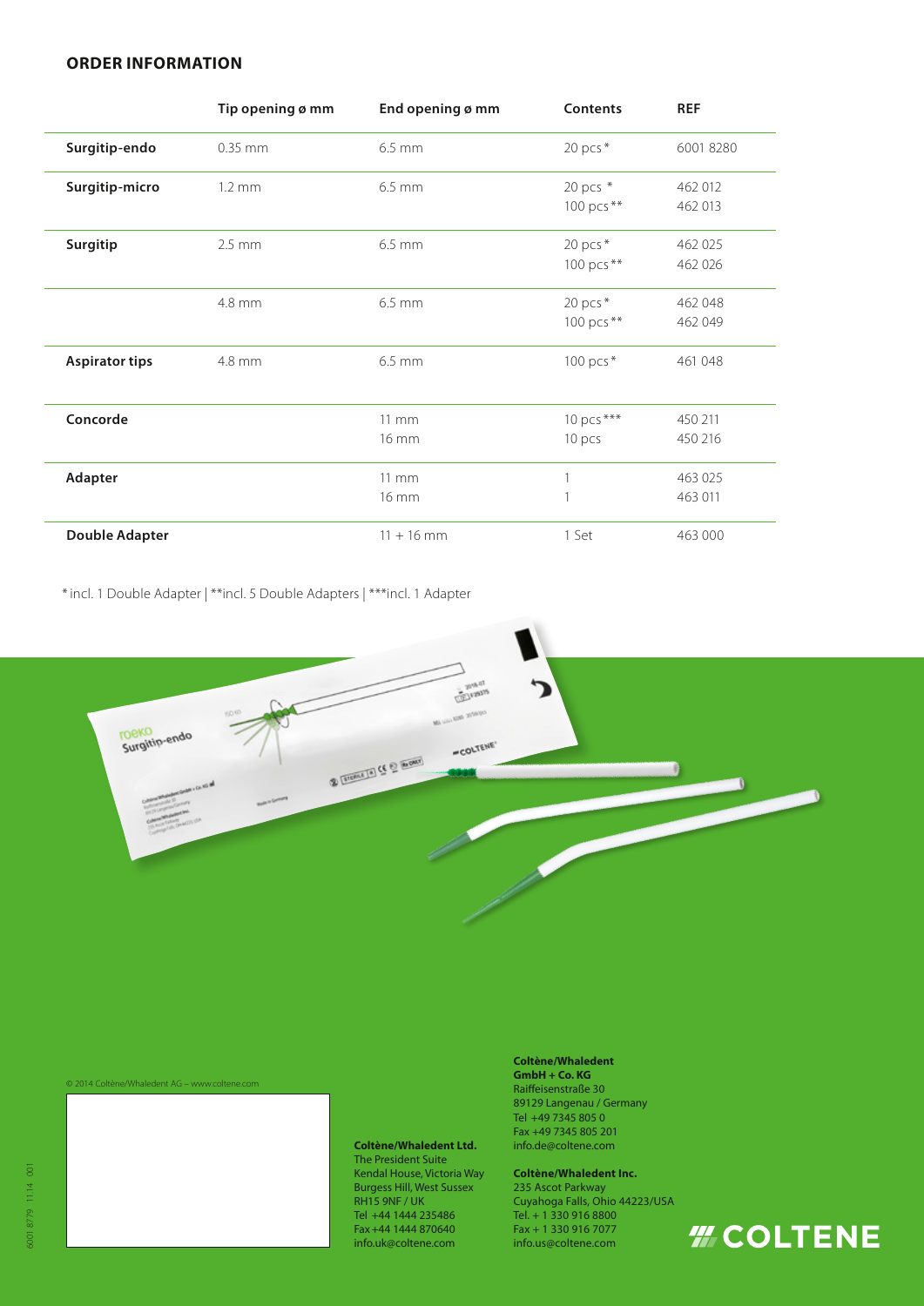## ORDER INFORMATION

| | Tip opening ø mm | End opening ø mm | Contents | REF |
|---|---|---|---|---|
| **Surgitip-endo** | 0.35 mm | 6.5 mm | 20 pcs * | 6001 8280 |
| **Surgitip-micro** | 1.2 mm | 6.5 mm | 20 pcs *<br>100 pcs ** | 462 012<br>462 013 |
| **Surgitip** | 2.5 mm | 6.5 mm | 20 pcs *<br>100 pcs ** | 462 025<br>462 026 |
| | 4.8 mm | 6.5 mm | 20 pcs *<br>100 pcs ** | 462 048<br>462 049 |
| **Aspirator tips** | 4.8 mm | 6.5 mm | 100 pcs * | 461 048 |
| **Concorde** | | 11 mm<br>16 mm | 10 pcs ***<br>10 pcs | 450 211<br>450 216 |
| **Adapter** | | 11 mm<br>16 mm | 1<br>1 | 463 025<br>463 011 |
| **Double Adapter** | | 11 + 16 mm | 1 Set | 463 000 |

* incl. 1 Double Adapter | **incl. 5 Double Adapters | ***incl. 1 Adapter

© 2014 Coltène/Whaledent AG – www.coltene.com

**Coltène/Whaledent Ltd.**
The President Suite
Kendal House, Victoria Way
Burgess Hill, West Sussex
RH15 9NF / UK
Tel +44 1444 235486
Fax +44 1444 870640
info.uk@coltene.com

**Coltène/Whaledent GmbH + Co. KG**
Raiffeisenstraße 30
89129 Langenau / Germany
Tel +49 7345 805 0
Fax +49 7345 805 201
info.de@coltene.com

**Coltène/Whaledent Inc.**
235 Ascot Parkway
Cuyahoga Falls, Ohio 44223/USA
Tel. + 1 330 916 8800
Fax + 1 330 916 7077
info.us@coltene.com

COLTENE

6001 8779 11.14 001